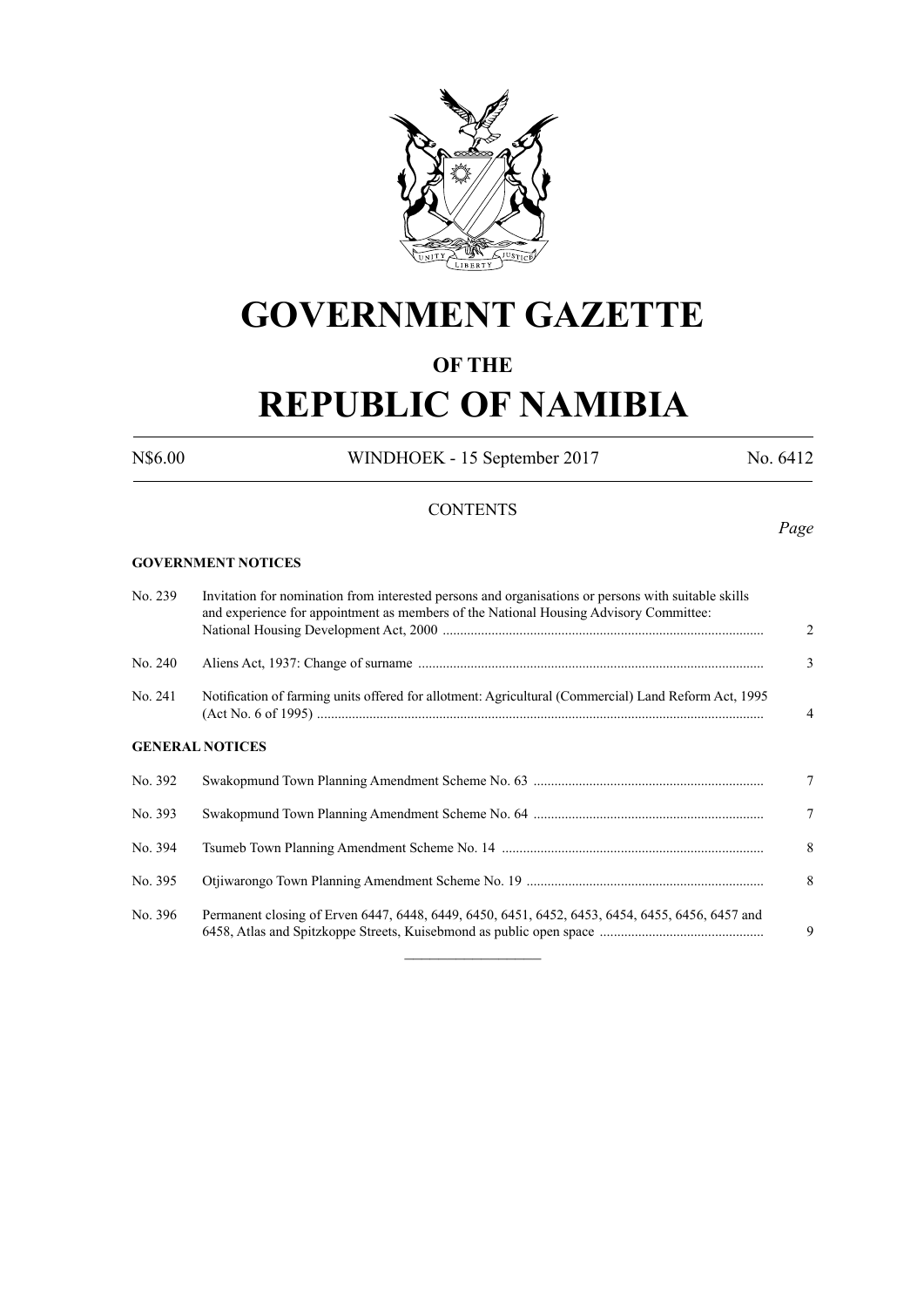# GOVERNMENT GAZETTE

## OF THE

# REPUBLIC OF NAMIBIA

N$6.00 WINDHOEK - 15 September 2017 No. 6412

CONTENTS

*Page*

**GOVERNMENT NOTICES**

| | | |
|---|---|---|
| No. 239 | Invitation for nomination from interested persons and organisations or persons with suitable skills and experience for appointment as members of the National Housing Advisory Committee: National Housing Development Act, 2000 | 2 |
| No. 240 | Aliens Act, 1937: Change of surname | 3 |
| No. 241 | Notification of farming units offered for allotment: Agricultural (Commercial) Land Reform Act, 1995 (Act No. 6 of 1995) | 4 |

**GENERAL NOTICES**

| | | |
|---|---|---|
| No. 392 | Swakopmund Town Planning Amendment Scheme No. 63 | 7 |
| No. 393 | Swakopmund Town Planning Amendment Scheme No. 64 | 7 |
| No. 394 | Tsumeb Town Planning Amendment Scheme No. 14 | 8 |
| No. 395 | Otjiwarongo Town Planning Amendment Scheme No. 19 | 8 |
| No. 396 | Permanent closing of Erven 6447, 6448, 6449, 6450, 6451, 6452, 6453, 6454, 6455, 6456, 6457 and 6458, Atlas and Spitzkoppe Streets, Kuisebmond as public open space | 9 |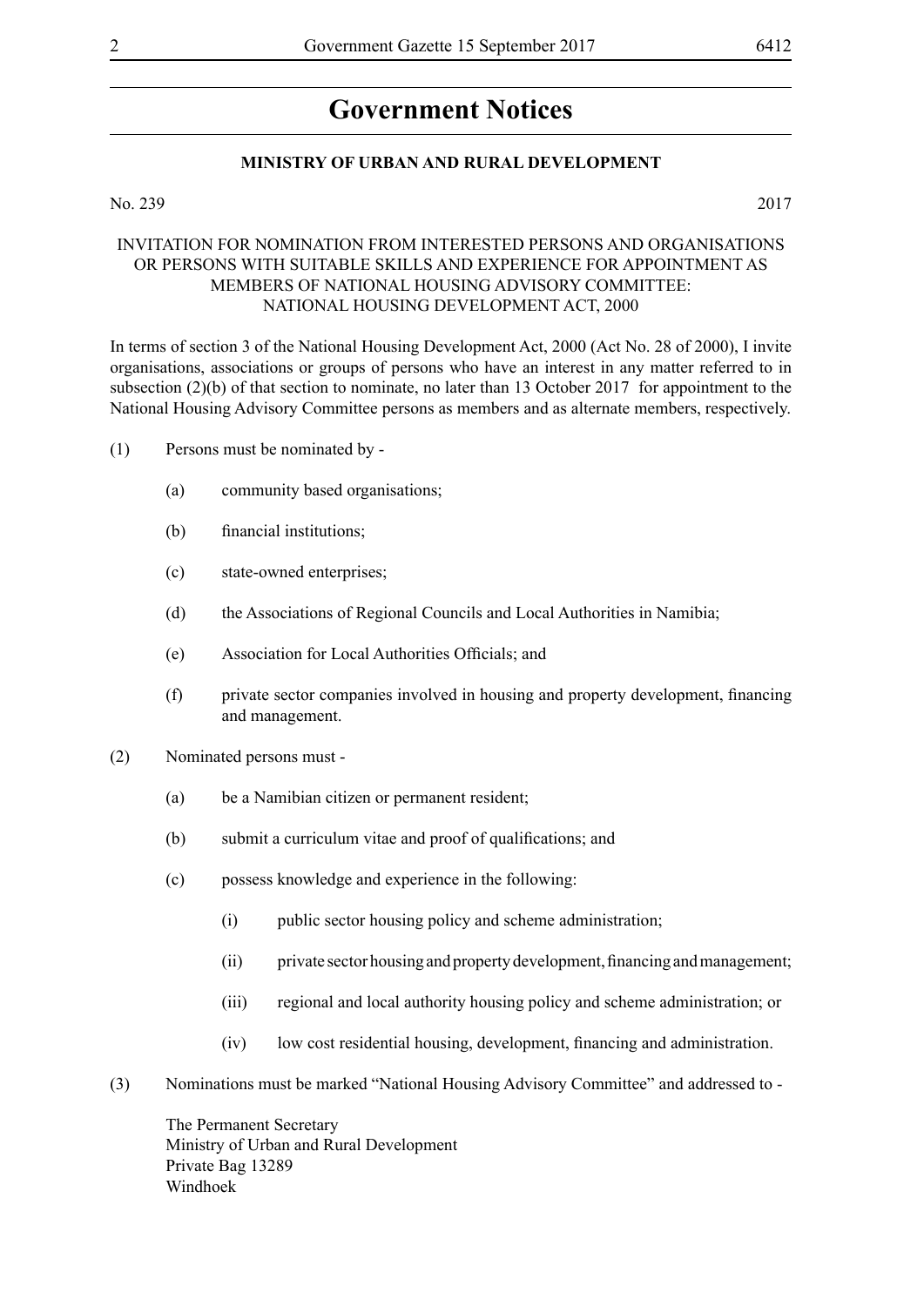# Government Notices

## MINISTRY OF URBAN AND RURAL DEVELOPMENT

No. 239 2017

INVITATION FOR NOMINATION FROM INTERESTED PERSONS AND ORGANISATIONS OR PERSONS WITH SUITABLE SKILLS AND EXPERIENCE FOR APPOINTMENT AS MEMBERS OF NATIONAL HOUSING ADVISORY COMMITTEE: NATIONAL HOUSING DEVELOPMENT ACT, 2000

In terms of section 3 of the National Housing Development Act, 2000 (Act No. 28 of 2000), I invite organisations, associations or groups of persons who have an interest in any matter referred to in subsection (2)(b) of that section to nominate, no later than 13 October 2017 for appointment to the National Housing Advisory Committee persons as members and as alternate members, respectively.

(1) Persons must be nominated by -

   (a) community based organisations;

   (b) financial institutions;

   (c) state-owned enterprises;

   (d) the Associations of Regional Councils and Local Authorities in Namibia;

   (e) Association for Local Authorities Officials; and

   (f) private sector companies involved in housing and property development, financing and management.

(2) Nominated persons must -

   (a) be a Namibian citizen or permanent resident;

   (b) submit a curriculum vitae and proof of qualifications; and

   (c) possess knowledge and experience in the following:

      (i) public sector housing policy and scheme administration;

      (ii) private sector housing and property development, financing and management;

      (iii) regional and local authority housing policy and scheme administration; or

      (iv) low cost residential housing, development, financing and administration.

(3) Nominations must be marked "National Housing Advisory Committee" and addressed to -

The Permanent Secretary
Ministry of Urban and Rural Development
Private Bag 13289
Windhoek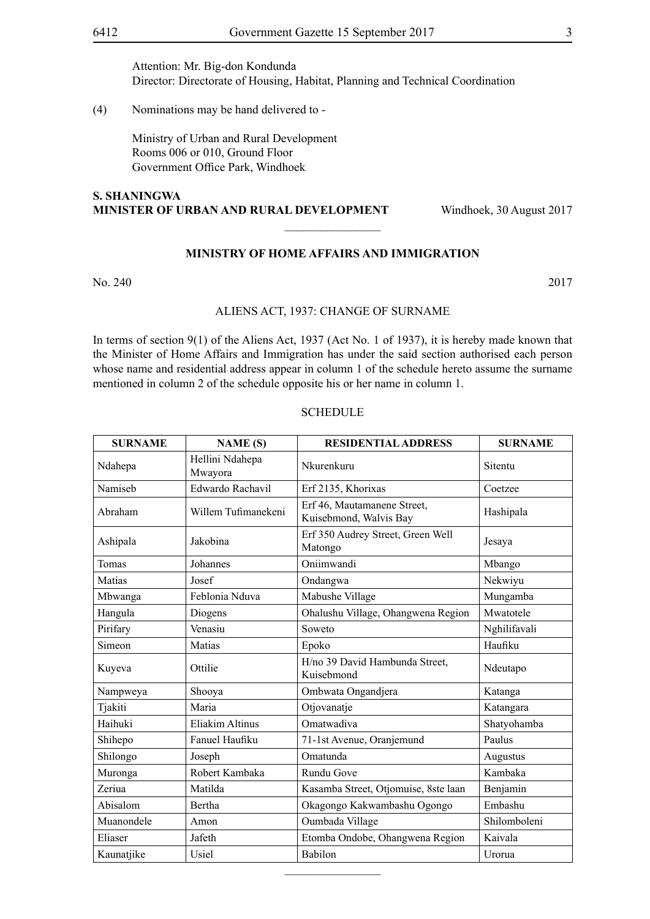Attention: Mr. Big-don Kondunda
Director: Directorate of Housing, Habitat, Planning and Technical Coordination

(4) Nominations may be hand delivered to -

Ministry of Urban and Rural Development
Rooms 006 or 010, Ground Floor
Government Office Park, Windhoek

**S. SHANINGWA**
**MINISTER OF URBAN AND RURAL DEVELOPMENT** Windhoek, 30 August 2017

---

## MINISTRY OF HOME AFFAIRS AND IMMIGRATION

No. 240 2017

ALIENS ACT, 1937: CHANGE OF SURNAME

In terms of section 9(1) of the Aliens Act, 1937 (Act No. 1 of 1937), it is hereby made known that the Minister of Home Affairs and Immigration has under the said section authorised each person whose name and residential address appear in column 1 of the schedule hereto assume the surname mentioned in column 2 of the schedule opposite his or her name in column 1.

SCHEDULE

| SURNAME | NAME (S) | RESIDENTIAL ADDRESS | SURNAME |
|---|---|---|---|
| Ndahepa | Hellini Ndahepa Mwayora | Nkurenkuru | Sitentu |
| Namiseb | Edwardo Rachavil | Erf 2135, Khorixas | Coetzee |
| Abraham | Willem Tufimanekeni | Erf 46, Mautamanene Street, Kuisebmond, Walvis Bay | Hashipala |
| Ashipala | Jakobina | Erf 350 Audrey Street, Green Well Matongo | Jesaya |
| Tomas | Johannes | Oniimwandi | Mbango |
| Matias | Josef | Ondangwa | Nekwiyu |
| Mbwanga | Feblonia Nduva | Mabushe Village | Mungamba |
| Hangula | Diogens | Ohalushu Village, Ohangwena Region | Mwatotele |
| Pirifary | Venasiu | Soweto | Nghilifavali |
| Simeon | Matias | Epoko | Haufiku |
| Kuyeva | Ottilie | H/no 39 David Hambunda Street, Kuisebmond | Ndeutapo |
| Nampweya | Shooya | Ombwata Ongandjera | Katanga |
| Tjakiti | Maria | Otjovanatje | Katangara |
| Haihuki | Eliakim Altinus | Omatwadiva | Shatyohamba |
| Shihepo | Fanuel Haufiku | 71-1st Avenue, Oranjemund | Paulus |
| Shilongo | Joseph | Omatunda | Augustus |
| Muronga | Robert Kambaka | Rundu Gove | Kambaka |
| Zeriua | Matilda | Kasamba Street, Otjomuise, 8ste laan | Benjamin |
| Abisalom | Bertha | Okagongo Kakwambashu Ogongo | Embashu |
| Muanondele | Amon | Oumbada Village | Shilomboleni |
| Eliaser | Jafeth | Etomba Ondobe, Ohangwena Region | Kaivala |
| Kaunatjike | Usiel | Babilon | Urorua |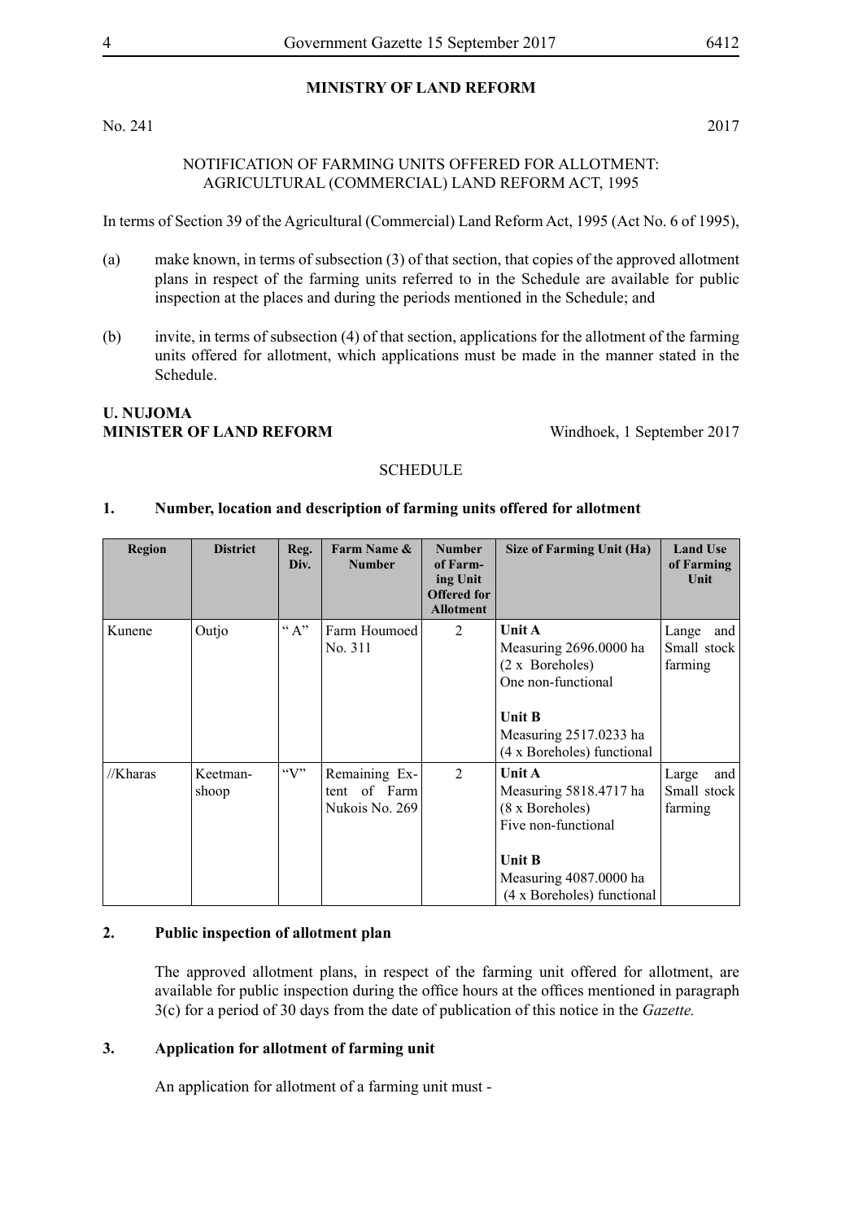**MINISTRY OF LAND REFORM**

No. 241 2017

NOTIFICATION OF FARMING UNITS OFFERED FOR ALLOTMENT: AGRICULTURAL (COMMERCIAL) LAND REFORM ACT, 1995

In terms of Section 39 of the Agricultural (Commercial) Land Reform Act, 1995 (Act No. 6 of 1995),

(a) make known, in terms of subsection (3) of that section, that copies of the approved allotment plans in respect of the farming units referred to in the Schedule are available for public inspection at the places and during the periods mentioned in the Schedule; and

(b) invite, in terms of subsection (4) of that section, applications for the allotment of the farming units offered for allotment, which applications must be made in the manner stated in the Schedule.

**U. NUJOMA**
**MINISTER OF LAND REFORM** Windhoek, 1 September 2017

SCHEDULE

**1. Number, location and description of farming units offered for allotment**

| Region | District | Reg. Div. | Farm Name & Number | Number of Farming Unit Offered for Allotment | Size of Farming Unit (Ha) | Land Use of Farming Unit |
|---|---|---|---|---|---|---|
| Kunene | Outjo | " A" | Farm Houmoed No. 311 | 2 | **Unit A** Measuring 2696.0000 ha (2 x Boreholes) One non-functional<br><br>**Unit B** Measuring 2517.0233 ha (4 x Boreholes) functional | Lange and Small stock farming |
| //Kharas | Keetmanshoop | "V" | Remaining Extent of Farm Nukois No. 269 | 2 | **Unit A** Measuring 5818.4717 ha (8 x Boreholes) Five non-functional<br><br>**Unit B** Measuring 4087.0000 ha (4 x Boreholes) functional | Large and Small stock farming |

**2. Public inspection of allotment plan**

The approved allotment plans, in respect of the farming unit offered for allotment, are available for public inspection during the office hours at the offices mentioned in paragraph 3(c) for a period of 30 days from the date of publication of this notice in the *Gazette.*

**3. Application for allotment of farming unit**

An application for allotment of a farming unit must -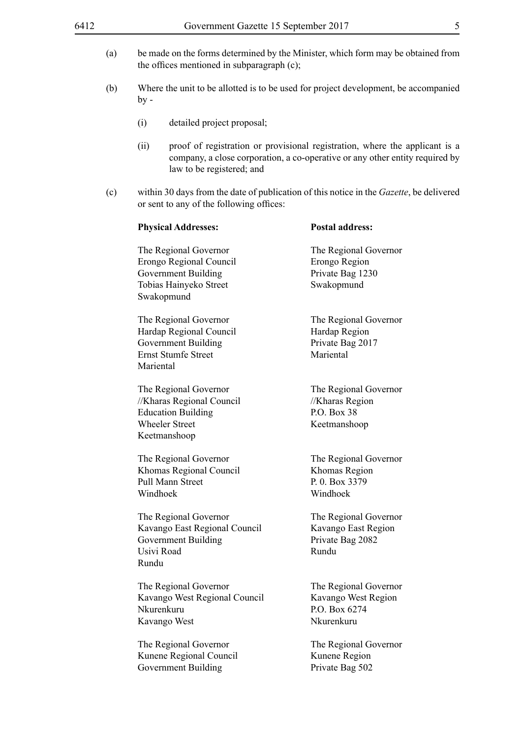(a) be made on the forms determined by the Minister, which form may be obtained from the offices mentioned in subparagraph (c);

(b) Where the unit to be allotted is to be used for project development, be accompanied by -

 (i) detailed project proposal;

 (ii) proof of registration or provisional registration, where the applicant is a company, a close corporation, a co-operative or any other entity required by law to be registered; and

(c) within 30 days from the date of publication of this notice in the *Gazette*, be delivered or sent to any of the following offices:

| **Physical Addresses:** | **Postal address:** |
|---|---|
| The Regional Governor<br>Erongo Regional Council<br>Government Building<br>Tobias Hainyeko Street<br>Swakopmund | The Regional Governor<br>Erongo Region<br>Private Bag 1230<br>Swakopmund |
| The Regional Governor<br>Hardap Regional Council<br>Government Building<br>Ernst Stumfe Street<br>Mariental | The Regional Governor<br>Hardap Region<br>Private Bag 2017<br>Mariental |
| The Regional Governor<br>//Kharas Regional Council<br>Education Building<br>Wheeler Street<br>Keetmanshoop | The Regional Governor<br>//Kharas Region<br>P.O. Box 38<br>Keetmanshoop |
| The Regional Governor<br>Khomas Regional Council<br>Pull Mann Street<br>Windhoek | The Regional Governor<br>Khomas Region<br>P. 0. Box 3379<br>Windhoek |
| The Regional Governor<br>Kavango East Regional Council<br>Government Building<br>Usivi Road<br>Rundu | The Regional Governor<br>Kavango East Region<br>Private Bag 2082<br>Rundu |
| The Regional Governor<br>Kavango West Regional Council<br>Nkurenkuru<br>Kavango West | The Regional Governor<br>Kavango West Region<br>P.O. Box 6274<br>Nkurenkuru |
| The Regional Governor<br>Kunene Regional Council<br>Government Building | The Regional Governor<br>Kunene Region<br>Private Bag 502 |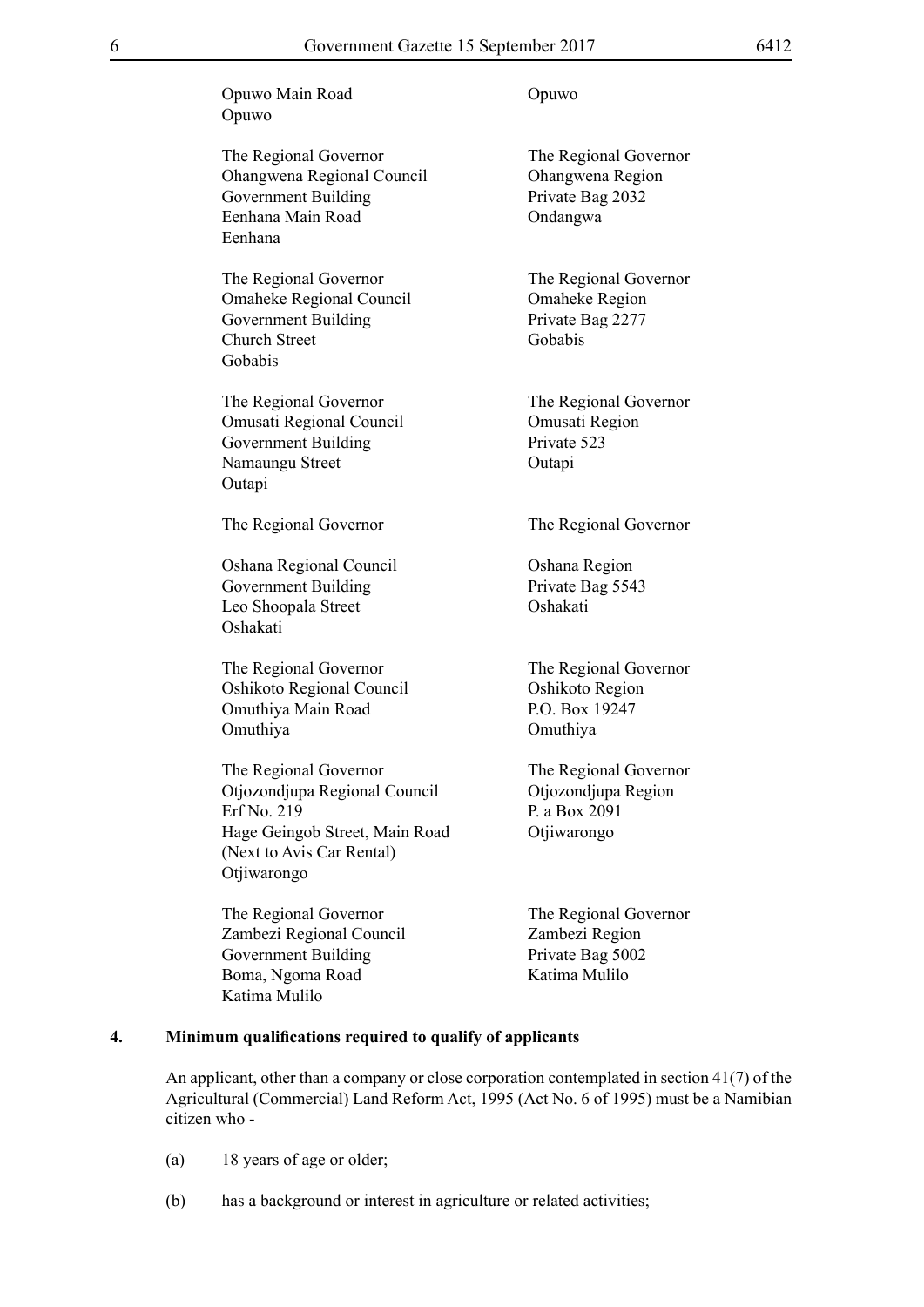| | |
|---|---|
| Opuwo Main Road<br>Opuwo | Opuwo |
| The Regional Governor<br>Ohangwena Regional Council<br>Government Building<br>Eenhana Main Road<br>Eenhana | The Regional Governor<br>Ohangwena Region<br>Private Bag 2032<br>Ondangwa |
| The Regional Governor<br>Omaheke Regional Council<br>Government Building<br>Church Street<br>Gobabis | The Regional Governor<br>Omaheke Region<br>Private Bag 2277<br>Gobabis |
| The Regional Governor<br>Omusati Regional Council<br>Government Building<br>Namaungu Street<br>Outapi | The Regional Governor<br>Omusati Region<br>Private 523<br>Outapi |
| The Regional Governor | The Regional Governor |
| Oshana Regional Council<br>Government Building<br>Leo Shoopala Street<br>Oshakati | Oshana Region<br>Private Bag 5543<br>Oshakati |
| The Regional Governor<br>Oshikoto Regional Council<br>Omuthiya Main Road<br>Omuthiya | The Regional Governor<br>Oshikoto Region<br>P.O. Box 19247<br>Omuthiya |
| The Regional Governor<br>Otjozondjupa Regional Council<br>Erf No. 219<br>Hage Geingob Street, Main Road<br>(Next to Avis Car Rental)<br>Otjiwarongo | The Regional Governor<br>Otjozondjupa Region<br>P. a Box 2091<br>Otjiwarongo |
| The Regional Governor<br>Zambezi Regional Council<br>Government Building<br>Boma, Ngoma Road<br>Katima Mulilo | The Regional Governor<br>Zambezi Region<br>Private Bag 5002<br>Katima Mulilo |

## 4. Minimum qualifications required to qualify of applicants

An applicant, other than a company or close corporation contemplated in section 41(7) of the Agricultural (Commercial) Land Reform Act, 1995 (Act No. 6 of 1995) must be a Namibian citizen who -

(a) 18 years of age or older;

(b) has a background or interest in agriculture or related activities;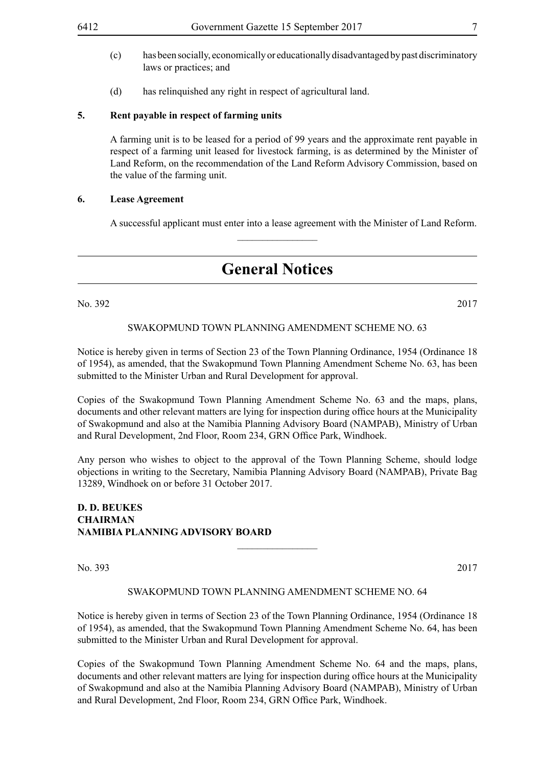(c) has been socially, economically or educationally disadvantaged by past discriminatory laws or practices; and

(d) has relinquished any right in respect of agricultural land.

**5. Rent payable in respect of farming units**

A farming unit is to be leased for a period of 99 years and the approximate rent payable in respect of a farming unit leased for livestock farming, is as determined by the Minister of Land Reform, on the recommendation of the Land Reform Advisory Commission, based on the value of the farming unit.

**6. Lease Agreement**

A successful applicant must enter into a lease agreement with the Minister of Land Reform.

---

# General Notices

No. 392 2017

SWAKOPMUND TOWN PLANNING AMENDMENT SCHEME NO. 63

Notice is hereby given in terms of Section 23 of the Town Planning Ordinance, 1954 (Ordinance 18 of 1954), as amended, that the Swakopmund Town Planning Amendment Scheme No. 63, has been submitted to the Minister Urban and Rural Development for approval.

Copies of the Swakopmund Town Planning Amendment Scheme No. 63 and the maps, plans, documents and other relevant matters are lying for inspection during office hours at the Municipality of Swakopmund and also at the Namibia Planning Advisory Board (NAMPAB), Ministry of Urban and Rural Development, 2nd Floor, Room 234, GRN Office Park, Windhoek.

Any person who wishes to object to the approval of the Town Planning Scheme, should lodge objections in writing to the Secretary, Namibia Planning Advisory Board (NAMPAB), Private Bag 13289, Windhoek on or before 31 October 2017.

**D. D. BEUKES**
**CHAIRMAN**
**NAMIBIA PLANNING ADVISORY BOARD**

---

No. 393 2017

SWAKOPMUND TOWN PLANNING AMENDMENT SCHEME NO. 64

Notice is hereby given in terms of Section 23 of the Town Planning Ordinance, 1954 (Ordinance 18 of 1954), as amended, that the Swakopmund Town Planning Amendment Scheme No. 64, has been submitted to the Minister Urban and Rural Development for approval.

Copies of the Swakopmund Town Planning Amendment Scheme No. 64 and the maps, plans, documents and other relevant matters are lying for inspection during office hours at the Municipality of Swakopmund and also at the Namibia Planning Advisory Board (NAMPAB), Ministry of Urban and Rural Development, 2nd Floor, Room 234, GRN Office Park, Windhoek.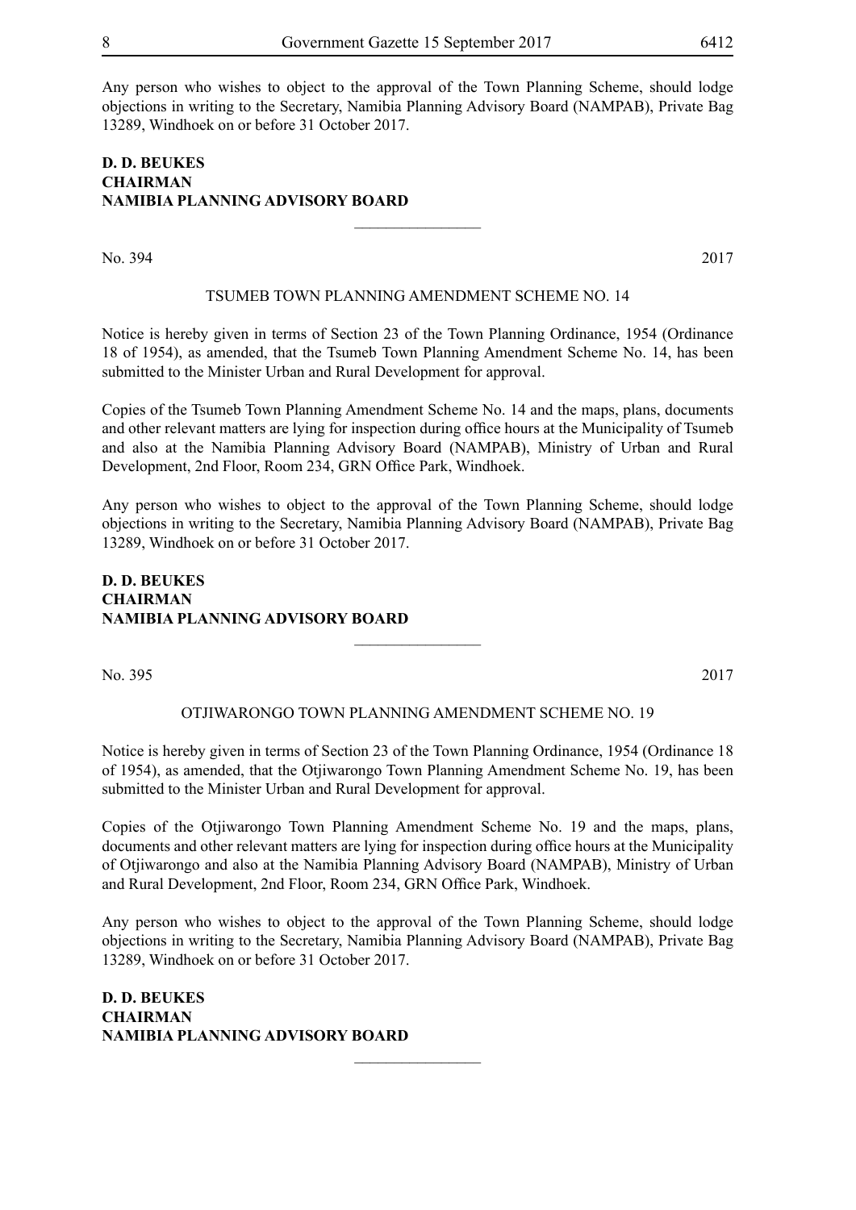Any person who wishes to object to the approval of the Town Planning Scheme, should lodge objections in writing to the Secretary, Namibia Planning Advisory Board (NAMPAB), Private Bag 13289, Windhoek on or before 31 October 2017.

**D. D. BEUKES**
**CHAIRMAN**
**NAMIBIA PLANNING ADVISORY BOARD**

---

No. 394 2017

TSUMEB TOWN PLANNING AMENDMENT SCHEME NO. 14

Notice is hereby given in terms of Section 23 of the Town Planning Ordinance, 1954 (Ordinance 18 of 1954), as amended, that the Tsumeb Town Planning Amendment Scheme No. 14, has been submitted to the Minister Urban and Rural Development for approval.

Copies of the Tsumeb Town Planning Amendment Scheme No. 14 and the maps, plans, documents and other relevant matters are lying for inspection during office hours at the Municipality of Tsumeb and also at the Namibia Planning Advisory Board (NAMPAB), Ministry of Urban and Rural Development, 2nd Floor, Room 234, GRN Office Park, Windhoek.

Any person who wishes to object to the approval of the Town Planning Scheme, should lodge objections in writing to the Secretary, Namibia Planning Advisory Board (NAMPAB), Private Bag 13289, Windhoek on or before 31 October 2017.

**D. D. BEUKES**
**CHAIRMAN**
**NAMIBIA PLANNING ADVISORY BOARD**

---

No. 395 2017

OTJIWARONGO TOWN PLANNING AMENDMENT SCHEME NO. 19

Notice is hereby given in terms of Section 23 of the Town Planning Ordinance, 1954 (Ordinance 18 of 1954), as amended, that the Otjiwarongo Town Planning Amendment Scheme No. 19, has been submitted to the Minister Urban and Rural Development for approval.

Copies of the Otjiwarongo Town Planning Amendment Scheme No. 19 and the maps, plans, documents and other relevant matters are lying for inspection during office hours at the Municipality of Otjiwarongo and also at the Namibia Planning Advisory Board (NAMPAB), Ministry of Urban and Rural Development, 2nd Floor, Room 234, GRN Office Park, Windhoek.

Any person who wishes to object to the approval of the Town Planning Scheme, should lodge objections in writing to the Secretary, Namibia Planning Advisory Board (NAMPAB), Private Bag 13289, Windhoek on or before 31 October 2017.

**D. D. BEUKES**
**CHAIRMAN**
**NAMIBIA PLANNING ADVISORY BOARD**

---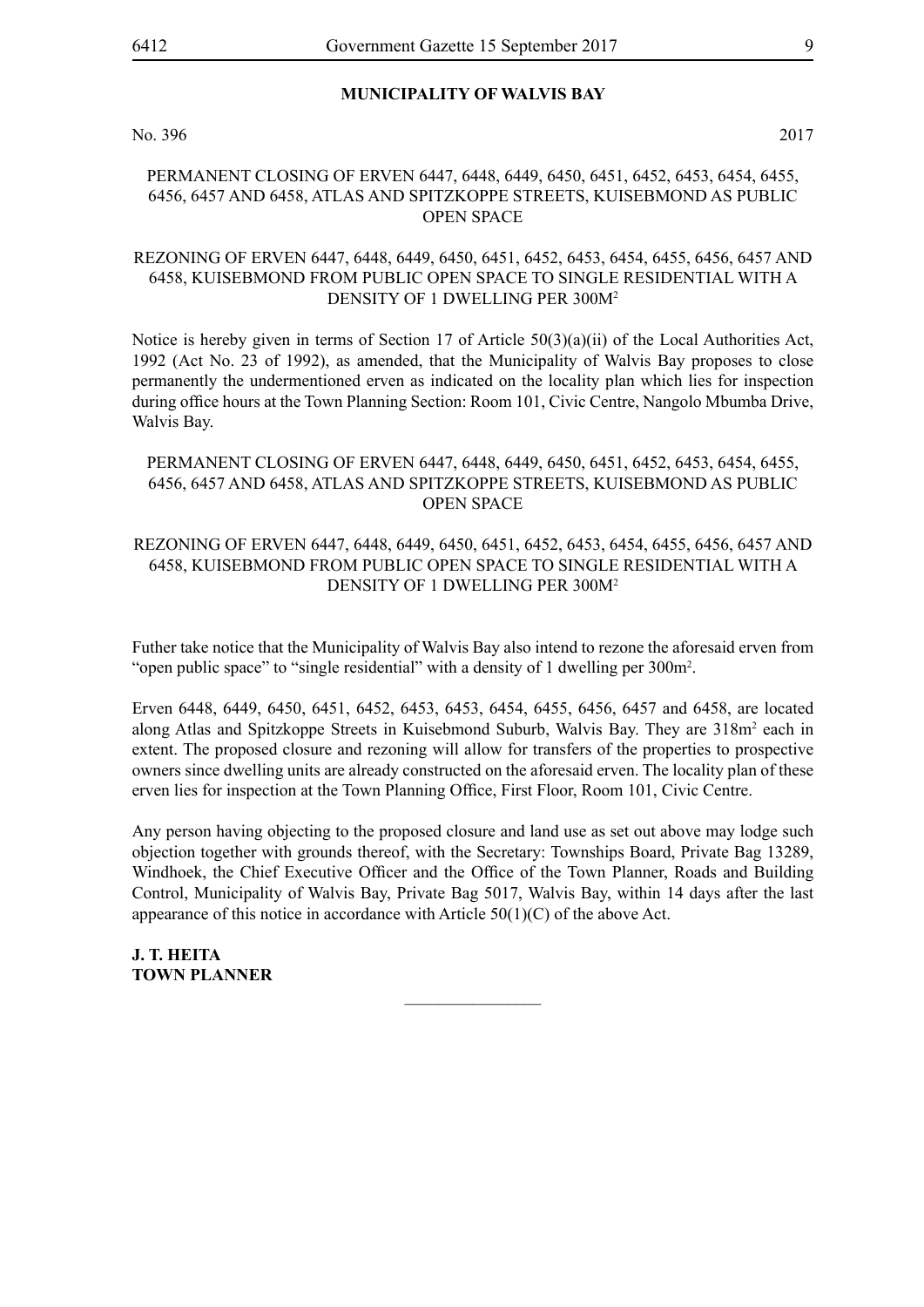## MUNICIPALITY OF WALVIS BAY

No. 396 2017

PERMANENT CLOSING OF ERVEN 6447, 6448, 6449, 6450, 6451, 6452, 6453, 6454, 6455, 6456, 6457 AND 6458, ATLAS AND SPITZKOPPE STREETS, KUISEBMOND AS PUBLIC OPEN SPACE

REZONING OF ERVEN 6447, 6448, 6449, 6450, 6451, 6452, 6453, 6454, 6455, 6456, 6457 AND 6458, KUISEBMOND FROM PUBLIC OPEN SPACE TO SINGLE RESIDENTIAL WITH A DENSITY OF 1 DWELLING PER 300M$^2$

Notice is hereby given in terms of Section 17 of Article 50(3)(a)(ii) of the Local Authorities Act, 1992 (Act No. 23 of 1992), as amended, that the Municipality of Walvis Bay proposes to close permanently the undermentioned erven as indicated on the locality plan which lies for inspection during office hours at the Town Planning Section: Room 101, Civic Centre, Nangolo Mbumba Drive, Walvis Bay.

PERMANENT CLOSING OF ERVEN 6447, 6448, 6449, 6450, 6451, 6452, 6453, 6454, 6455, 6456, 6457 AND 6458, ATLAS AND SPITZKOPPE STREETS, KUISEBMOND AS PUBLIC OPEN SPACE

REZONING OF ERVEN 6447, 6448, 6449, 6450, 6451, 6452, 6453, 6454, 6455, 6456, 6457 AND 6458, KUISEBMOND FROM PUBLIC OPEN SPACE TO SINGLE RESIDENTIAL WITH A DENSITY OF 1 DWELLING PER 300M$^2$

Futher take notice that the Municipality of Walvis Bay also intend to rezone the aforesaid erven from "open public space" to "single residential" with a density of 1 dwelling per 300m$^2$.

Erven 6448, 6449, 6450, 6451, 6452, 6453, 6453, 6454, 6455, 6456, 6457 and 6458, are located along Atlas and Spitzkoppe Streets in Kuisebmond Suburb, Walvis Bay. They are 318m$^2$ each in extent. The proposed closure and rezoning will allow for transfers of the properties to prospective owners since dwelling units are already constructed on the aforesaid erven. The locality plan of these erven lies for inspection at the Town Planning Office, First Floor, Room 101, Civic Centre.

Any person having objecting to the proposed closure and land use as set out above may lodge such objection together with grounds thereof, with the Secretary: Townships Board, Private Bag 13289, Windhoek, the Chief Executive Officer and the Office of the Town Planner, Roads and Building Control, Municipality of Walvis Bay, Private Bag 5017, Walvis Bay, within 14 days after the last appearance of this notice in accordance with Article 50(1)(C) of the above Act.

**J. T. HEITA**
**TOWN PLANNER**

________________